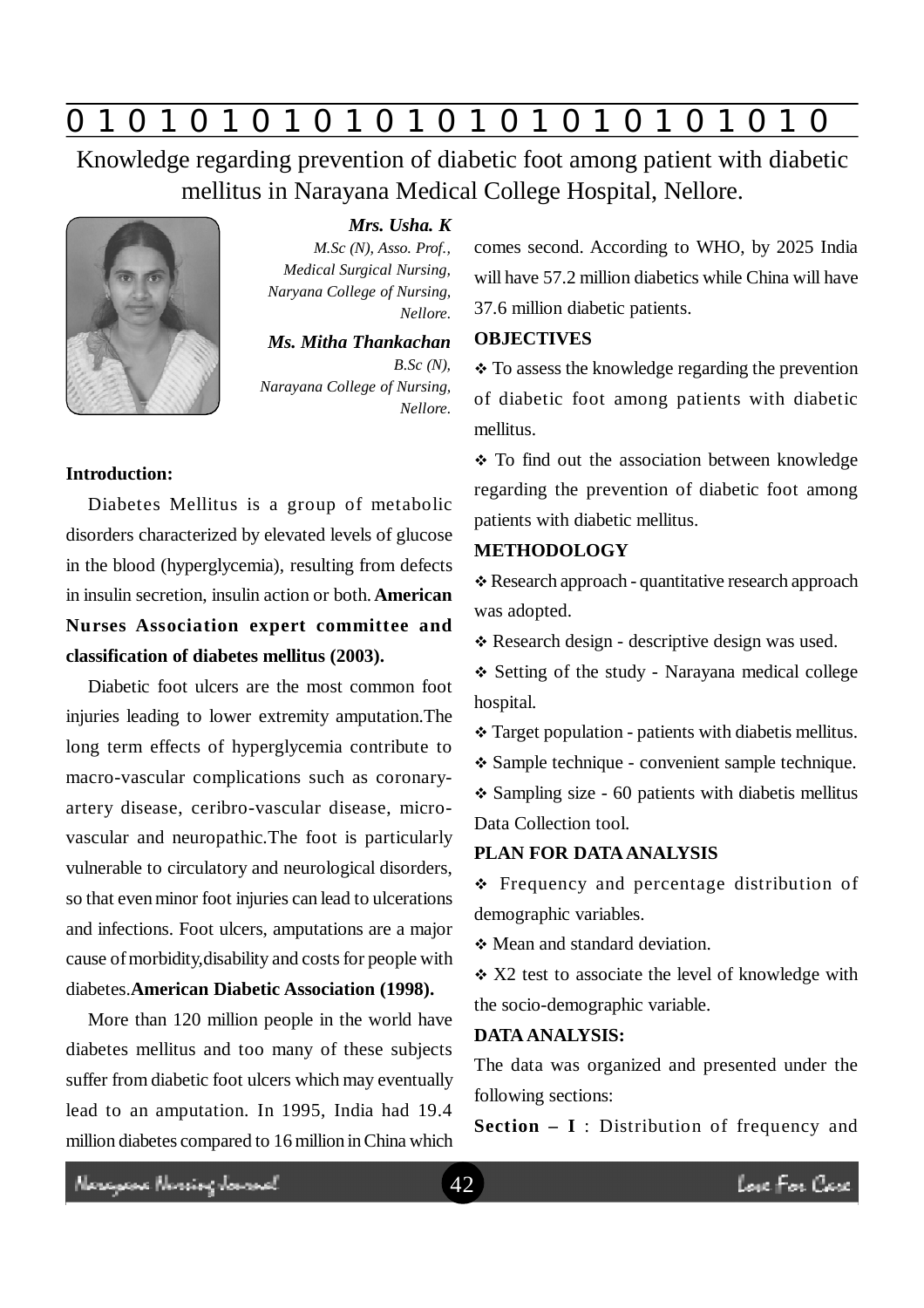# Knowledge regarding prevention of diabetic foot among patient with diabetic mellitus in Narayana Medical College Hospital, Nellore.

***Mrs. Usha. K***
*M.Sc (N), Asso. Prof., Medical Surgical Nursing, Naryana College of Nursing, Nellore.*

***Ms. Mitha Thankachan***
*B.Sc (N), Narayana College of Nursing, Nellore.*

**Introduction:**

Diabetes Mellitus is a group of metabolic disorders characterized by elevated levels of glucose in the blood (hyperglycemia), resulting from defects in insulin secretion, insulin action or both. **American Nurses Association expert committee and classification of diabetes mellitus (2003).**

Diabetic foot ulcers are the most common foot injuries leading to lower extremity amputation.The long term effects of hyperglycemia contribute to macro-vascular complications such as coronary-artery disease, ceribro-vascular disease, micro-vascular and neuropathic.The foot is particularly vulnerable to circulatory and neurological disorders, so that even minor foot injuries can lead to ulcerations and infections. Foot ulcers, amputations are a major cause of morbidity,disability and costs for people with diabetes.**American Diabetic Association (1998).**

More than 120 million people in the world have diabetes mellitus and too many of these subjects suffer from diabetic foot ulcers which may eventually lead to an amputation. In 1995, India had 19.4 million diabetes compared to 16 million in China which comes second. According to WHO, by 2025 India will have 57.2 million diabetics while China will have 37.6 million diabetic patients.

**OBJECTIVES**

- To assess the knowledge regarding the prevention of diabetic foot among patients with diabetic mellitus.
- To find out the association between knowledge regarding the prevention of diabetic foot among patients with diabetic mellitus.

**METHODOLOGY**

- Research approach - quantitative research approach was adopted.
- Research design - descriptive design was used.
- Setting of the study - Narayana medical college hospital.
- Target population - patients with diabetis mellitus.
- Sample technique - convenient sample technique.
- Sampling size - 60 patients with diabetis mellitus Data Collection tool.

**PLAN FOR DATA ANALYSIS**

- Frequency and percentage distribution of demographic variables.
- Mean and standard deviation.
- X2 test to associate the level of knowledge with the socio-demographic variable.

**DATA ANALYSIS:**

The data was organized and presented under the following sections:

**Section – I** : Distribution of frequency and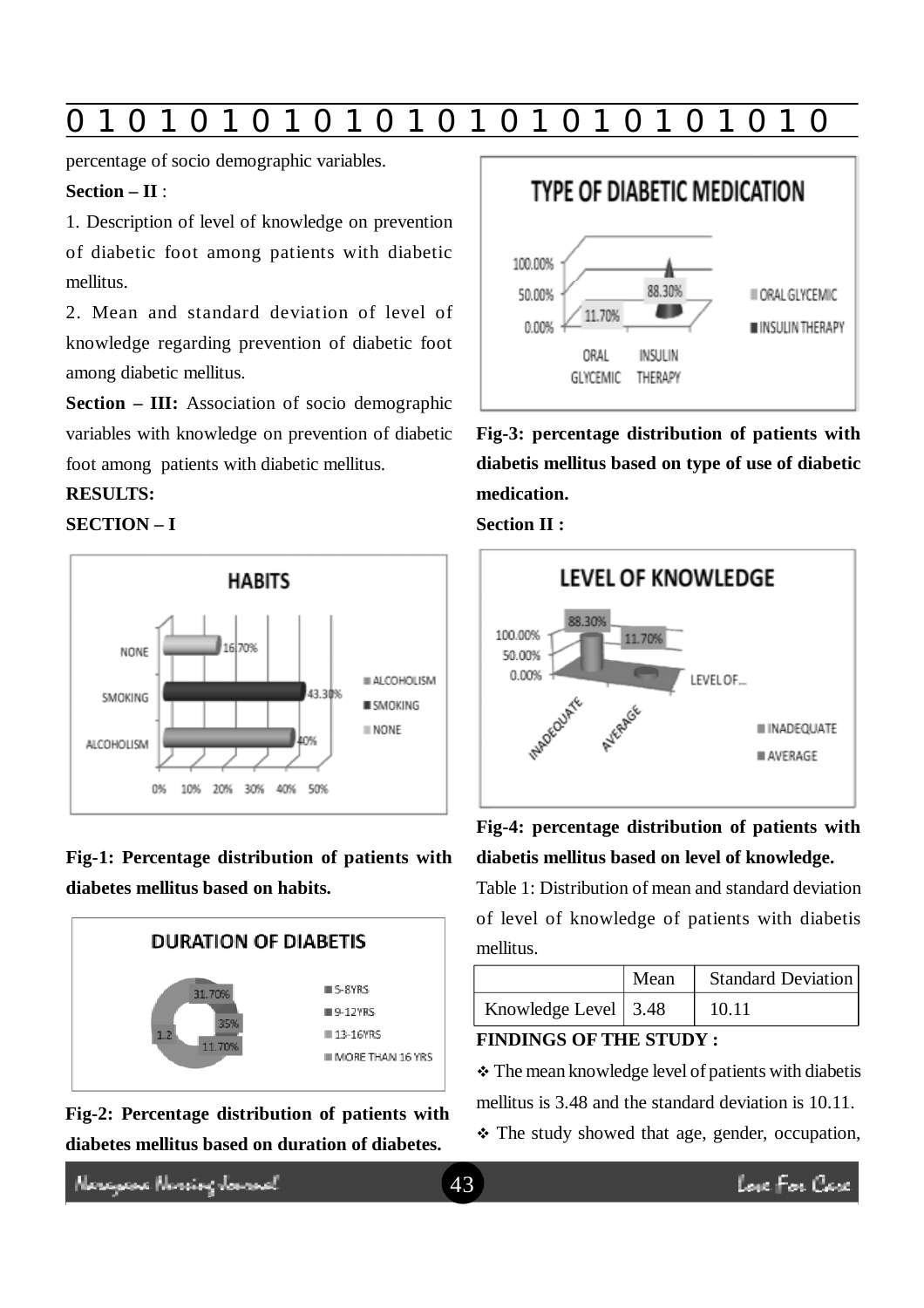percentage of socio demographic variables.

**Section – II** :

1. Description of level of knowledge on prevention of diabetic foot among patients with diabetic mellitus.

2. Mean and standard deviation of level of knowledge regarding prevention of diabetic foot among diabetic mellitus.

**Section – III:** Association of socio demographic variables with knowledge on prevention of diabetic foot among patients with diabetic mellitus.

**RESULTS:**

**SECTION – I**

**Fig-1: Percentage distribution of patients with diabetes mellitus based on habits.**

**Fig-2: Percentage distribution of patients with diabetes mellitus based on duration of diabetes.**

**Fig-3: percentage distribution of patients with diabetis mellitus based on type of use of diabetic medication.**

**Section II :**

**Fig-4: percentage distribution of patients with diabetis mellitus based on level of knowledge.**

Table 1: Distribution of mean and standard deviation of level of knowledge of patients with diabetis mellitus.

| | Mean | Standard Deviation |
|---|---|---|
| Knowledge Level | 3.48 | 10.11 |

**FINDINGS OF THE STUDY :**

- The mean knowledge level of patients with diabetis mellitus is 3.48 and the standard deviation is 10.11.
- The study showed that age, gender, occupation,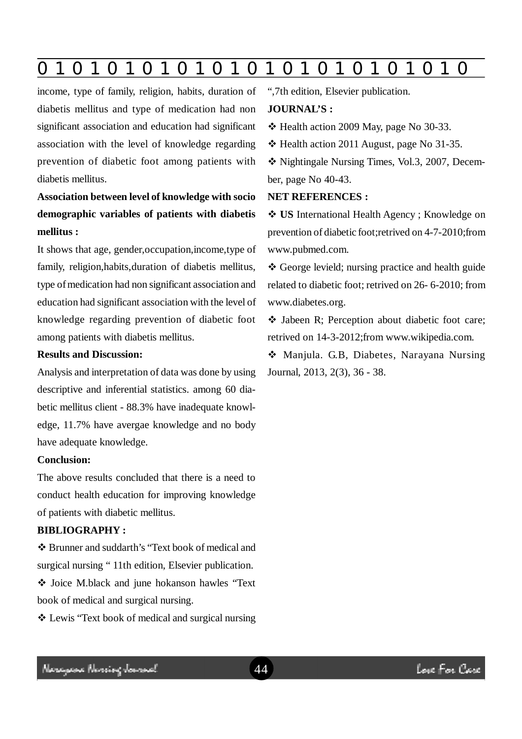income, type of family, religion, habits, duration of diabetis mellitus and type of medication had non significant association and education had significant association with the level of knowledge regarding prevention of diabetic foot among patients with diabetis mellitus.

**Association between level of knowledge with socio demographic variables of patients with diabetis mellitus :**

It shows that age, gender,occupation,income,type of family, religion,habits,duration of diabetis mellitus, type of medication had non significant association and education had significant association with the level of knowledge regarding prevention of diabetic foot among patients with diabetis mellitus.

**Results and Discussion:**

Analysis and interpretation of data was done by using descriptive and inferential statistics. among 60 diabetic mellitus client - 88.3% have inadequate knowledge, 11.7% have avergae knowledge and no body have adequate knowledge.

**Conclusion:**

The above results concluded that there is a need to conduct health education for improving knowledge of patients with diabetic mellitus.

**BIBLIOGRAPHY :**

❖ Brunner and suddarth's "Text book of medical and surgical nursing " 11th edition, Elsevier publication.

❖ Joice M.black and june hokanson hawles "Text book of medical and surgical nursing.

❖ Lewis "Text book of medical and surgical nursing ",7th edition, Elsevier publication.

**JOURNAL'S :**

❖ Health action 2009 May, page No 30-33.

❖ Health action 2011 August, page No 31-35.

❖ Nightingale Nursing Times, Vol.3, 2007, December, page No 40-43.

**NET REFERENCES :**

❖ **US** International Health Agency ; Knowledge on prevention of diabetic foot;retrived on 4-7-2010;from www.pubmed.com.

❖ George levield; nursing practice and health guide related to diabetic foot; retrived on 26- 6-2010; from www.diabetes.org.

❖ Jabeen R; Perception about diabetic foot care; retrived on 14-3-2012;from www.wikipedia.com.

❖ Manjula. G.B, Diabetes, Narayana Nursing Journal, 2013, 2(3), 36 - 38.